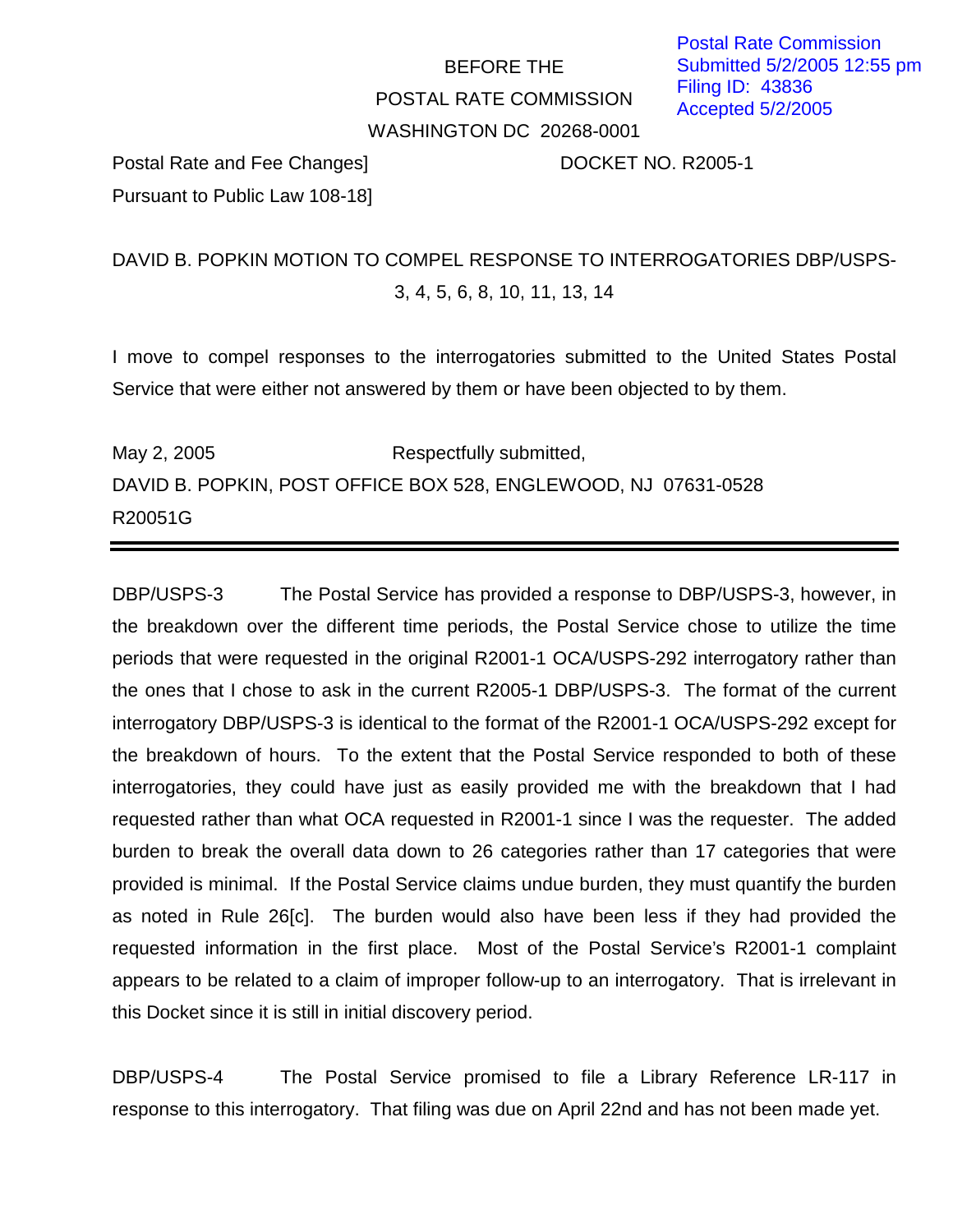Postal Rate Commission
Submitted 5/2/2005 12:55 pm
Filing ID: 43836
Accepted 5/2/2005

BEFORE THE

POSTAL RATE COMMISSION

WASHINGTON DC 20268-0001

Postal Rate and Fee Changes] DOCKET NO. R2005-1
Pursuant to Public Law 108-18]

DAVID B. POPKIN MOTION TO COMPEL RESPONSE TO INTERROGATORIES DBP/USPS-3, 4, 5, 6, 8, 10, 11, 13, 14

I move to compel responses to the interrogatories submitted to the United States Postal Service that were either not answered by them or have been objected to by them.

May 2, 2005 Respectfully submitted,

DAVID B. POPKIN, POST OFFICE BOX 528, ENGLEWOOD, NJ 07631-0528

R20051G

---

DBP/USPS-3 The Postal Service has provided a response to DBP/USPS-3, however, in the breakdown over the different time periods, the Postal Service chose to utilize the time periods that were requested in the original R2001-1 OCA/USPS-292 interrogatory rather than the ones that I chose to ask in the current R2005-1 DBP/USPS-3. The format of the current interrogatory DBP/USPS-3 is identical to the format of the R2001-1 OCA/USPS-292 except for the breakdown of hours. To the extent that the Postal Service responded to both of these interrogatories, they could have just as easily provided me with the breakdown that I had requested rather than what OCA requested in R2001-1 since I was the requester. The added burden to break the overall data down to 26 categories rather than 17 categories that were provided is minimal. If the Postal Service claims undue burden, they must quantify the burden as noted in Rule 26[c]. The burden would also have been less if they had provided the requested information in the first place. Most of the Postal Service's R2001-1 complaint appears to be related to a claim of improper follow-up to an interrogatory. That is irrelevant in this Docket since it is still in initial discovery period.

DBP/USPS-4 The Postal Service promised to file a Library Reference LR-117 in response to this interrogatory. That filing was due on April 22nd and has not been made yet.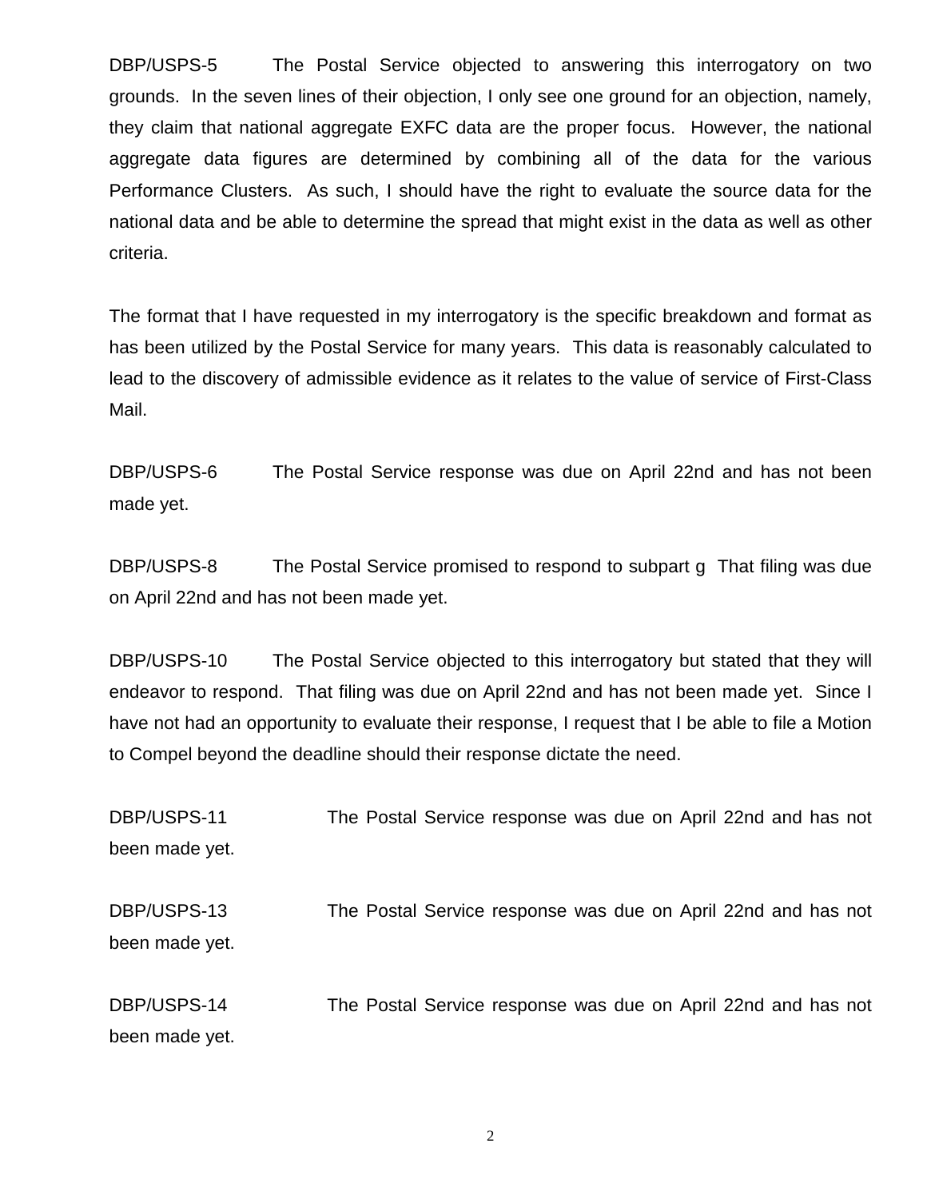DBP/USPS-5 The Postal Service objected to answering this interrogatory on two grounds. In the seven lines of their objection, I only see one ground for an objection, namely, they claim that national aggregate EXFC data are the proper focus. However, the national aggregate data figures are determined by combining all of the data for the various Performance Clusters. As such, I should have the right to evaluate the source data for the national data and be able to determine the spread that might exist in the data as well as other criteria.

The format that I have requested in my interrogatory is the specific breakdown and format as has been utilized by the Postal Service for many years. This data is reasonably calculated to lead to the discovery of admissible evidence as it relates to the value of service of First-Class Mail.

DBP/USPS-6 The Postal Service response was due on April 22nd and has not been made yet.

DBP/USPS-8 The Postal Service promised to respond to subpart g That filing was due on April 22nd and has not been made yet.

DBP/USPS-10 The Postal Service objected to this interrogatory but stated that they will endeavor to respond. That filing was due on April 22nd and has not been made yet. Since I have not had an opportunity to evaluate their response, I request that I be able to file a Motion to Compel beyond the deadline should their response dictate the need.

DBP/USPS-11 The Postal Service response was due on April 22nd and has not been made yet.

DBP/USPS-13 The Postal Service response was due on April 22nd and has not been made yet.

DBP/USPS-14 The Postal Service response was due on April 22nd and has not been made yet.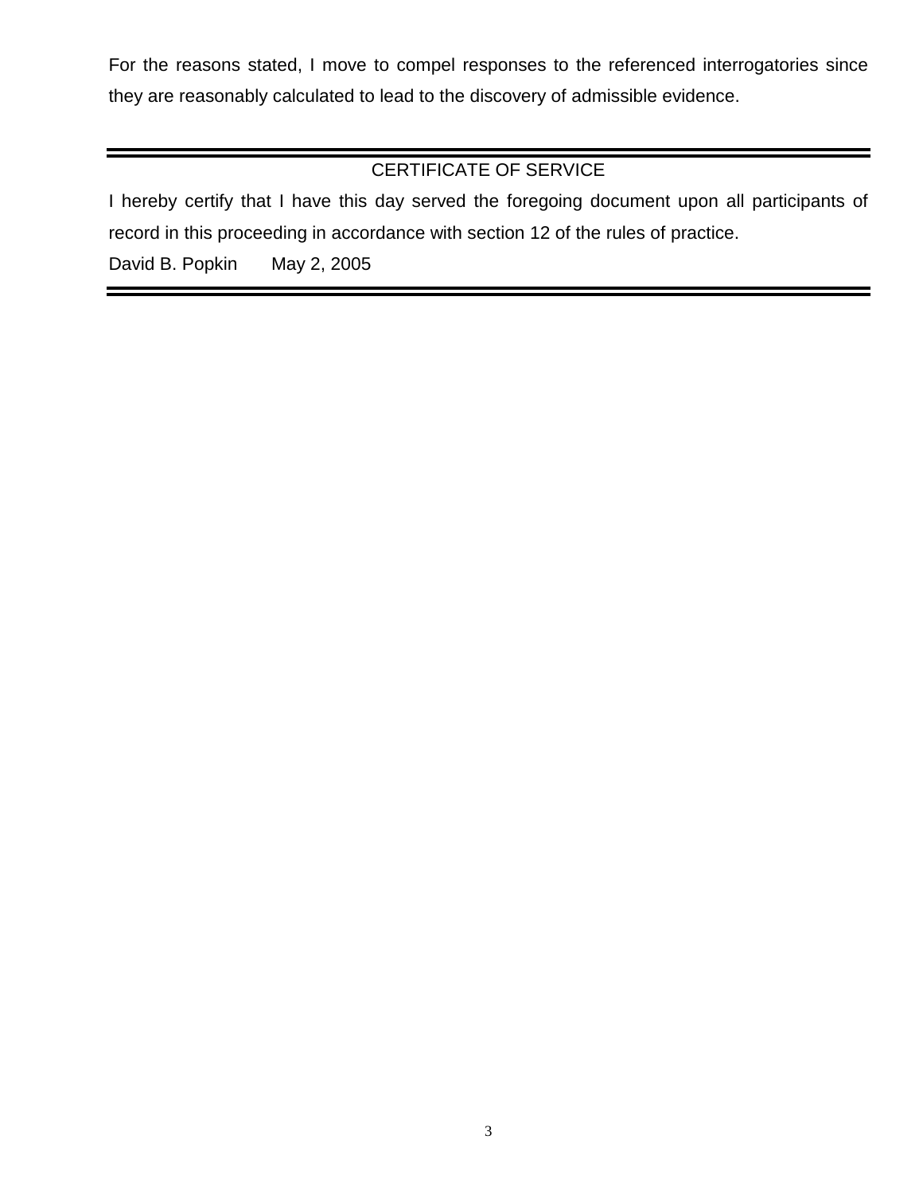For the reasons stated, I move to compel responses to the referenced interrogatories since they are reasonably calculated to lead to the discovery of admissible evidence.

---

## CERTIFICATE OF SERVICE

I hereby certify that I have this day served the foregoing document upon all participants of record in this proceeding in accordance with section 12 of the rules of practice.

David B. Popkin May 2, 2005

---